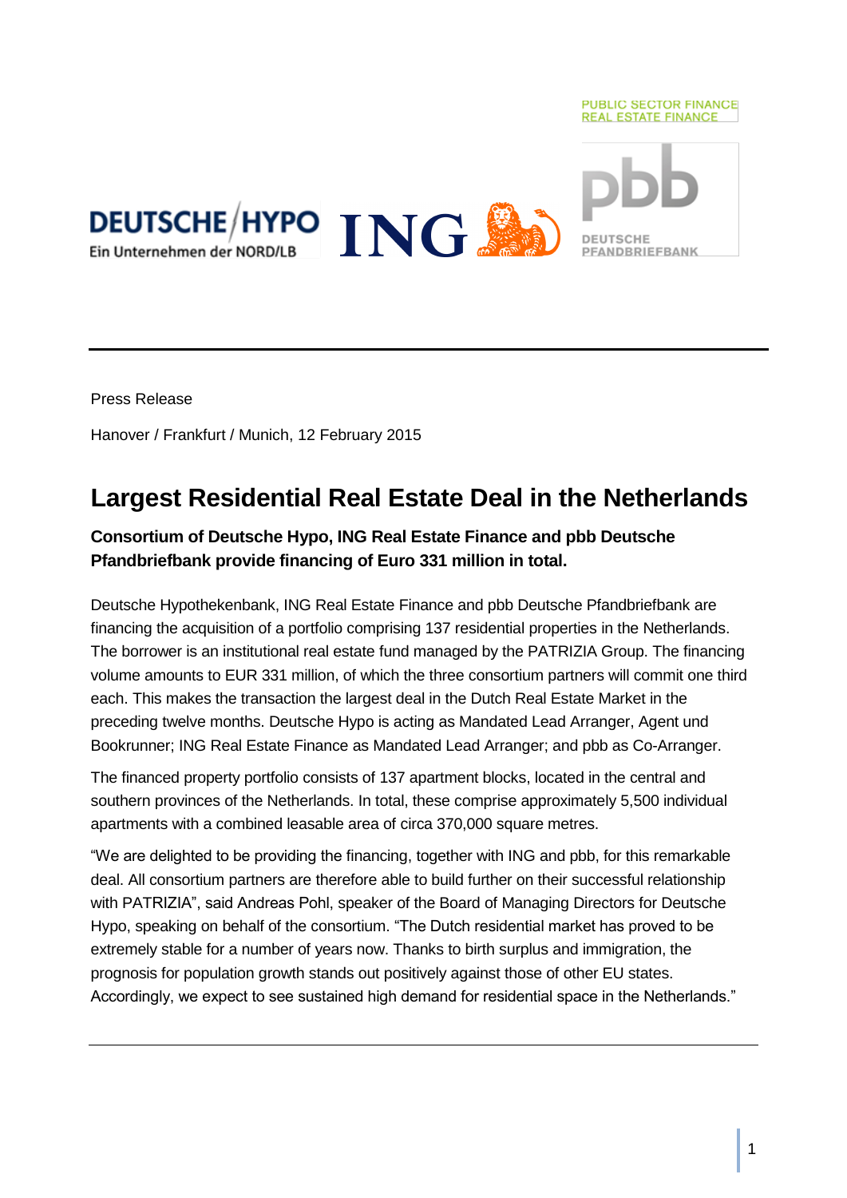Press Release

Hanover / Frankfurt / Munich, 12 February 2015

# Largest Residential Real Estate Deal in the Netherlands

**Consortium of Deutsche Hypo, ING Real Estate Finance and pbb Deutsche Pfandbriefbank provide financing of Euro 331 million in total.**

Deutsche Hypothekenbank, ING Real Estate Finance and pbb Deutsche Pfandbriefbank are financing the acquisition of a portfolio comprising 137 residential properties in the Netherlands. The borrower is an institutional real estate fund managed by the PATRIZIA Group. The financing volume amounts to EUR 331 million, of which the three consortium partners will commit one third each. This makes the transaction the largest deal in the Dutch Real Estate Market in the preceding twelve months. Deutsche Hypo is acting as Mandated Lead Arranger, Agent und Bookrunner; ING Real Estate Finance as Mandated Lead Arranger; and pbb as Co-Arranger.

The financed property portfolio consists of 137 apartment blocks, located in the central and southern provinces of the Netherlands. In total, these comprise approximately 5,500 individual apartments with a combined leasable area of circa 370,000 square metres.

“We are delighted to be providing the financing, together with ING and pbb, for this remarkable deal. All consortium partners are therefore able to build further on their successful relationship with PATRIZIA”, said Andreas Pohl, speaker of the Board of Managing Directors for Deutsche Hypo, speaking on behalf of the consortium. “The Dutch residential market has proved to be extremely stable for a number of years now. Thanks to birth surplus and immigration, the prognosis for population growth stands out positively against those of other EU states. Accordingly, we expect to see sustained high demand for residential space in the Netherlands.”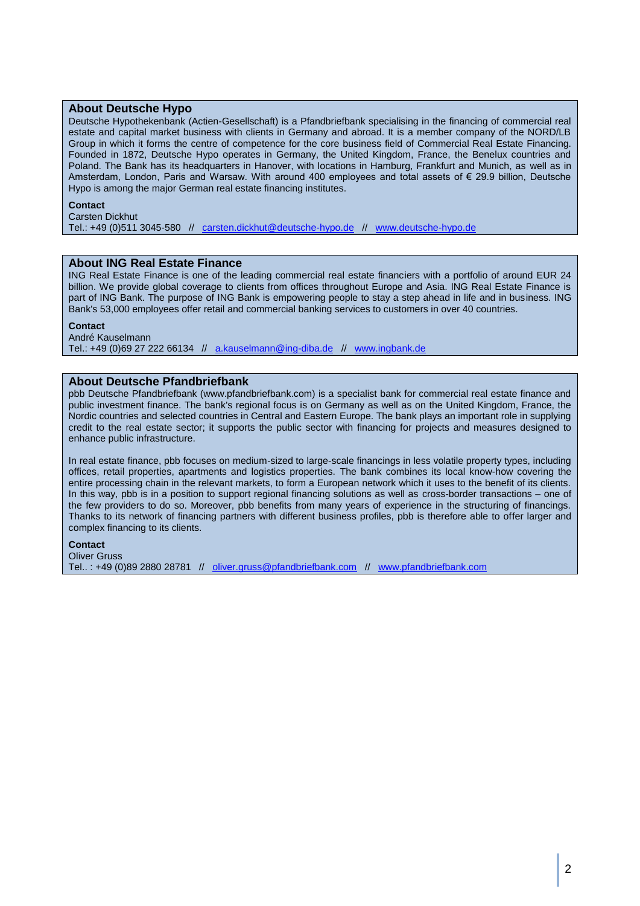## About Deutsche Hypo

Deutsche Hypothekenbank (Actien-Gesellschaft) is a Pfandbriefbank specialising in the financing of commercial real estate and capital market business with clients in Germany and abroad. It is a member company of the NORD/LB Group in which it forms the centre of competence for the core business field of Commercial Real Estate Financing. Founded in 1872, Deutsche Hypo operates in Germany, the United Kingdom, France, the Benelux countries and Poland. The Bank has its headquarters in Hanover, with locations in Hamburg, Frankfurt and Munich, as well as in Amsterdam, London, Paris and Warsaw. With around 400 employees and total assets of € 29.9 billion, Deutsche Hypo is among the major German real estate financing institutes.

**Contact**

Carsten Dickhut
Tel.: +49 (0)511 3045-580 // carsten.dickhut@deutsche-hypo.de // www.deutsche-hypo.de

## About ING Real Estate Finance

ING Real Estate Finance is one of the leading commercial real estate financiers with a portfolio of around EUR 24 billion. We provide global coverage to clients from offices throughout Europe and Asia. ING Real Estate Finance is part of ING Bank. The purpose of ING Bank is empowering people to stay a step ahead in life and in business. ING Bank's 53,000 employees offer retail and commercial banking services to customers in over 40 countries.

**Contact**

André Kauselmann
Tel.: +49 (0)69 27 222 66134 // a.kauselmann@ing-diba.de // www.ingbank.de

## About Deutsche Pfandbriefbank

pbb Deutsche Pfandbriefbank (www.pfandbriefbank.com) is a specialist bank for commercial real estate finance and public investment finance. The bank's regional focus is on Germany as well as on the United Kingdom, France, the Nordic countries and selected countries in Central and Eastern Europe. The bank plays an important role in supplying credit to the real estate sector; it supports the public sector with financing for projects and measures designed to enhance public infrastructure.

In real estate finance, pbb focuses on medium-sized to large-scale financings in less volatile property types, including offices, retail properties, apartments and logistics properties. The bank combines its local know-how covering the entire processing chain in the relevant markets, to form a European network which it uses to the benefit of its clients. In this way, pbb is in a position to support regional financing solutions as well as cross-border transactions – one of the few providers to do so. Moreover, pbb benefits from many years of experience in the structuring of financings. Thanks to its network of financing partners with different business profiles, pbb is therefore able to offer larger and complex financing to its clients.

**Contact**

Oliver Gruss
Tel.. : +49 (0)89 2880 28781 // oliver.gruss@pfandbriefbank.com // www.pfandbriefbank.com